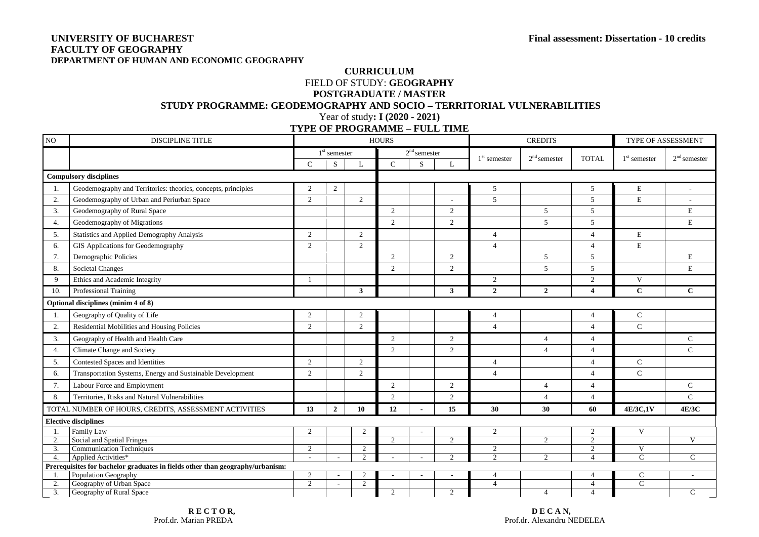**UNIVERSITY OF BUCHAREST**
**FACULTY OF GEOGRAPHY**
**DEPARTMENT OF HUMAN AND ECONOMIC GEOGRAPHY**

**Final assessment: Dissertation - 10 credits**

# CURRICULUM

FIELD OF STUDY: **GEOGRAPHY**

**POSTGRADUATE / MASTER**

**STUDY PROGRAMME: GEODEMOGRAPHY AND SOCIO – TERRITORIAL VULNERABILITIES**

Year of study**: I (2020 - 2021)**

**TYPE OF PROGRAMME – FULL TIME**

| NO | DISCIPLINE TITLE | HOURS | | | | | | CREDITS | | | TYPE OF ASSESSMENT | |
|---|---|---|---|---|---|---|---|---|---|---|---|---|
| | | 1st semester | | | 2nd semester | | | 1st semester | 2nd semester | TOTAL | 1st semester | 2nd semester |
| | | C | S | L | C | S | L | | | | | |
| **Compulsory disciplines** | | | | | | | | | | | | |
| 1. | Geodemography and Territories: theories, concepts, principles | 2 | 2 | | | | | 5 | | 5 | E | - |
| 2. | Geodemography of Urban and Periurban Space | 2 | | 2 | | | - | 5 | | 5 | E | - |
| 3. | Geodemography of Rural Space | | | | 2 | | 2 | | 5 | 5 | | E |
| 4. | Geodemography of Migrations | | | | 2 | | 2 | | 5 | 5 | | E |
| 5. | Statistics and Applied Demography Analysis | 2 | | 2 | | | | 4 | | 4 | E | |
| 6. | GIS Applications for Geodemography | 2 | | 2 | | | | 4 | | 4 | E | |
| 7. | Demographic Policies | | | | 2 | | 2 | | 5 | 5 | | E |
| 8. | Societal Changes | | | | 2 | | 2 | | 5 | 5 | | E |
| 9 | Ethics and Academic Integrity | 1 | | | | | | 2 | | 2 | V | |
| 10. | Professional Training | | | **3** | | | **3** | **2** | **2** | **4** | **C** | **C** |
| **Optional disciplines (minim 4 of 8)** | | | | | | | | | | | | |
| 1. | Geography of Quality of Life | 2 | | 2 | | | | 4 | | 4 | C | |
| 2. | Residential Mobilities and Housing Policies | 2 | | 2 | | | | 4 | | 4 | C | |
| 3. | Geography of Health and Health Care | | | | 2 | | 2 | | 4 | 4 | | C |
| 4. | Climate Change and Society | | | | 2 | | 2 | | 4 | 4 | | C |
| 5. | Contested Spaces and Identities | 2 | | 2 | | | | 4 | | 4 | C | |
| 6. | Transportation Systems, Energy and Sustainable Development | 2 | | 2 | | | | 4 | | 4 | C | |
| 7. | Labour Force and Employment | | | | 2 | | 2 | | 4 | 4 | | C |
| 8. | Territories, Risks and Natural Vulnerabilities | | | | 2 | | 2 | | 4 | 4 | | C |
| TOTAL NUMBER OF HOURS, CREDITS, ASSESSMENT ACTIVITIES | | **13** | **2** | **10** | **12** | **-** | **15** | **30** | **30** | **60** | **4E/3C,1V** | **4E/3C** |
| **Elective disciplines** | | | | | | | | | | | | |
| 1. | Family Law | 2 | | 2 | | - | | 2 | | 2 | V | |
| 2. | Social and Spatial Fringes | | | | 2 | | 2 | | 2 | 2 | | V |
| 3. | Communication Techniques | 2 | | 2 | | | | 2 | | 2 | V | |
| 4. | Applied Activities* | - | - | 2 | - | - | 2 | 2 | 2 | 4 | C | C |
| **Prerequisites for bachelor graduates in fields other than geography/urbanism:** | | | | | | | | | | | | |
| 1. | Population Geography | 2 | - | 2 | - | - | - | 4 | | 4 | C | - |
| 2. | Geography of Urban Space | 2 | - | 2 | | | | 4 | | 4 | C | |
| 3. | Geography of Rural Space | | | | 2 | | 2 | | 4 | 4 | | C |

**R E C T O R,**
Prof.dr. Marian PREDA

**D E C A N,**
Prof.dr. Alexandru NEDELEA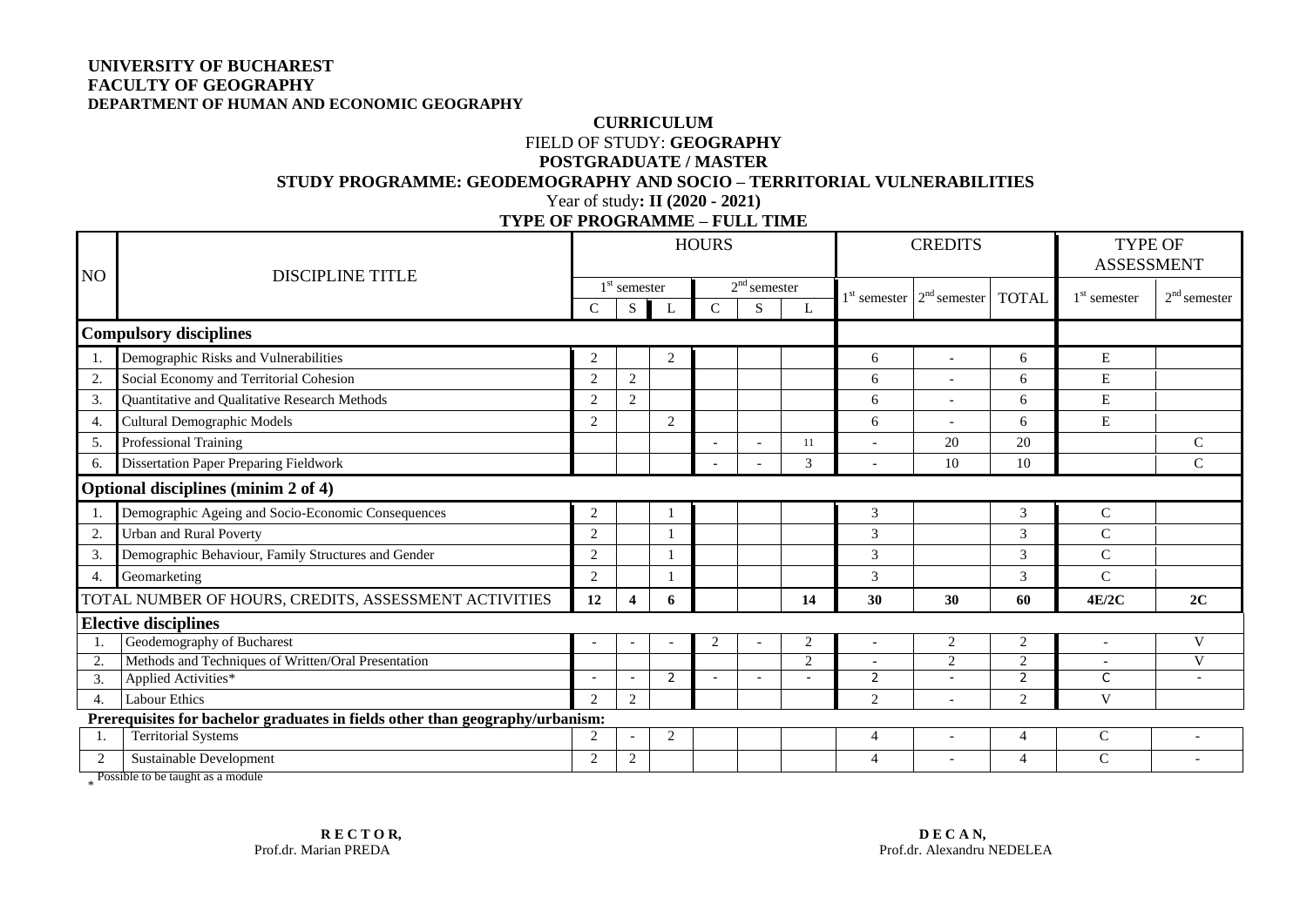**UNIVERSITY OF BUCHAREST**
**FACULTY OF GEOGRAPHY**
**DEPARTMENT OF HUMAN AND ECONOMIC GEOGRAPHY**

**CURRICULUM**
FIELD OF STUDY: **GEOGRAPHY**
**POSTGRADUATE / MASTER**
**STUDY PROGRAMME: GEODEMOGRAPHY AND SOCIO – TERRITORIAL VULNERABILITIES**
Year of study**: II (2020 - 2021)**
**TYPE OF PROGRAMME – FULL TIME**

| NO | DISCIPLINE TITLE | HOURS | | | | | | CREDITS | | | TYPE OF ASSESSMENT | |
|---|---|---|---|---|---|---|---|---|---|---|---|---|
| | | 1st semester | | | 2nd semester | | | 1st semester | 2nd semester | TOTAL | 1st semester | 2nd semester |
| | | C | S | L | C | S | L | | | | | |
| **Compulsory disciplines** | | | | | | | | | | | | |
| 1. | Demographic Risks and Vulnerabilities | 2 | | 2 | | | | 6 | - | 6 | E | |
| 2. | Social Economy and Territorial Cohesion | 2 | 2 | | | | | 6 | - | 6 | E | |
| 3. | Quantitative and Qualitative Research Methods | 2 | 2 | | | | | 6 | - | 6 | E | |
| 4. | Cultural Demographic Models | 2 | | 2 | | | | 6 | - | 6 | E | |
| 5. | Professional Training | | | | - | - | 11 | - | 20 | 20 | | C |
| 6. | Dissertation Paper Preparing Fieldwork | | | | - | - | 3 | - | 10 | 10 | | C |
| **Optional disciplines (minim 2 of 4)** | | | | | | | | | | | | |
| 1. | Demographic Ageing and Socio-Economic Consequences | 2 | | 1 | | | | 3 | | 3 | C | |
| 2. | Urban and Rural Poverty | 2 | | 1 | | | | 3 | | 3 | C | |
| 3. | Demographic Behaviour, Family Structures and Gender | 2 | | 1 | | | | 3 | | 3 | C | |
| 4. | Geomarketing | 2 | | 1 | | | | 3 | | 3 | C | |
| TOTAL NUMBER OF HOURS, CREDITS, ASSESSMENT ACTIVITIES | | **12** | **4** | **6** | | | **14** | **30** | **30** | **60** | **4E/2C** | **2C** |
| **Elective disciplines** | | | | | | | | | | | | |
| 1. | Geodemography of Bucharest | - | - | - | 2 | - | 2 | - | 2 | 2 | - | V |
| 2. | Methods and Techniques of Written/Oral Presentation | | | | | | 2 | - | 2 | 2 | - | V |
| 3. | Applied Activities* | - | - | 2 | - | - | - | 2 | - | 2 | C | - |
| 4. | Labour Ethics | 2 | 2 | | | | | 2 | - | 2 | V | |
| **Prerequisites for bachelor graduates in fields other than geography/urbanism:** | | | | | | | | | | | | |
| 1. | Territorial Systems | 2 | - | 2 | | | | 4 | - | 4 | C | - |
| 2 | Sustainable Development | 2 | 2 | | | | | 4 | - | 4 | C | - |

* Possible to be taught as a module

**R E C T O R,**
Prof.dr. Marian PREDA

**D E C A N,**
Prof.dr. Alexandru NEDELEA